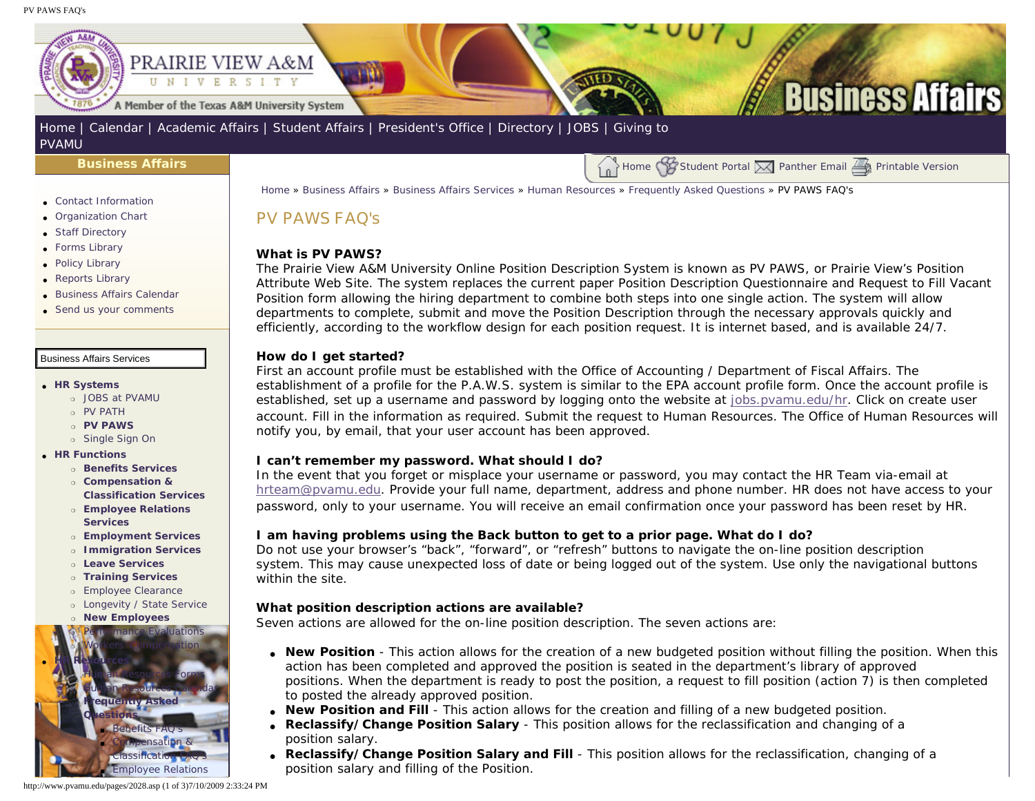Home | Calendar | Academic Affairs | Student Affairs | President's Office | Directory | JOBS | Giving to PVAMU

**Business Affairs**

- Contact Information
- Organization Chart
- Staff Directory
- Forms Library
- Policy Library
- Reports Library
- Business Affairs Calendar
- Send us your comments

Business Affairs Services

- **HR Systems**
  - JOBS at PVAMU
  - PV PATH
  - **PV PAWS**
  - Single Sign On
- **HR Functions**
  - **Benefits Services**
  - **Compensation & Classification Services**
  - **Employee Relations Services**
  - **Employment Services**
  - **Immigration Services**
  - **Leave Services**
  - **Training Services**
  - Employee Clearance
  - Longevity / State Service
  - **New Employees**
  - Performance Evaluations
  - Workers Compensation
- **HR Resources**
  - Human Resources Forms
  - Human Resources Calendar
  - **Frequently Asked Questions**
    - Benefits FAQ's
    - Compensation & Classification FAQ's
    - Employee Relations

Home | Student Portal | Panther Email | Printable Version

Home » Business Affairs » Business Affairs Services » Human Resources » Frequently Asked Questions » PV PAWS FAQ's

# PV PAWS FAQ's

**What is PV PAWS?**
The Prairie View A&M University Online Position Description System is known as PV PAWS, or Prairie View's Position Attribute Web Site. The system replaces the current paper Position Description Questionnaire and Request to Fill Vacant Position form allowing the hiring department to combine both steps into one single action. The system will allow departments to complete, submit and move the Position Description through the necessary approvals quickly and efficiently, according to the workflow design for each position request. It is internet based, and is available 24/7.

**How do I get started?**
First an account profile must be established with the Office of Accounting / Department of Fiscal Affairs. The establishment of a profile for the P.A.W.S. system is similar to the EPA account profile form. Once the account profile is established, set up a username and password by logging onto the website at jobs.pvamu.edu/hr. Click on create user account. Fill in the information as required. Submit the request to Human Resources. The Office of Human Resources will notify you, by email, that your user account has been approved.

**I can't remember my password. What should I do?**
In the event that you forget or misplace your username or password, you may contact the HR Team via-email at hrteam@pvamu.edu. Provide your full name, department, address and phone number. HR does not have access to your password, only to your username. You will receive an email confirmation once your password has been reset by HR.

**I am having problems using the Back button to get to a prior page. What do I do?**
Do not use your browser's "back", "forward", or "refresh" buttons to navigate the on-line position description system. This may cause unexpected loss of date or being logged out of the system. Use only the navigational buttons within the site.

**What position description actions are available?**
Seven actions are allowed for the on-line position description. The seven actions are:

- **New Position** - This action allows for the creation of a new budgeted position without filling the position. When this action has been completed and approved the position is seated in the department's library of approved positions. When the department is ready to post the position, a request to fill position (action 7) is then completed to posted the already approved position.
- **New Position and Fill** - This action allows for the creation and filling of a new budgeted position.
- **Reclassify/Change Position Salary** - This position allows for the reclassification and changing of a position salary.
- **Reclassify/Change Position Salary and Fill** - This position allows for the reclassification, changing of a position salary and filling of the Position.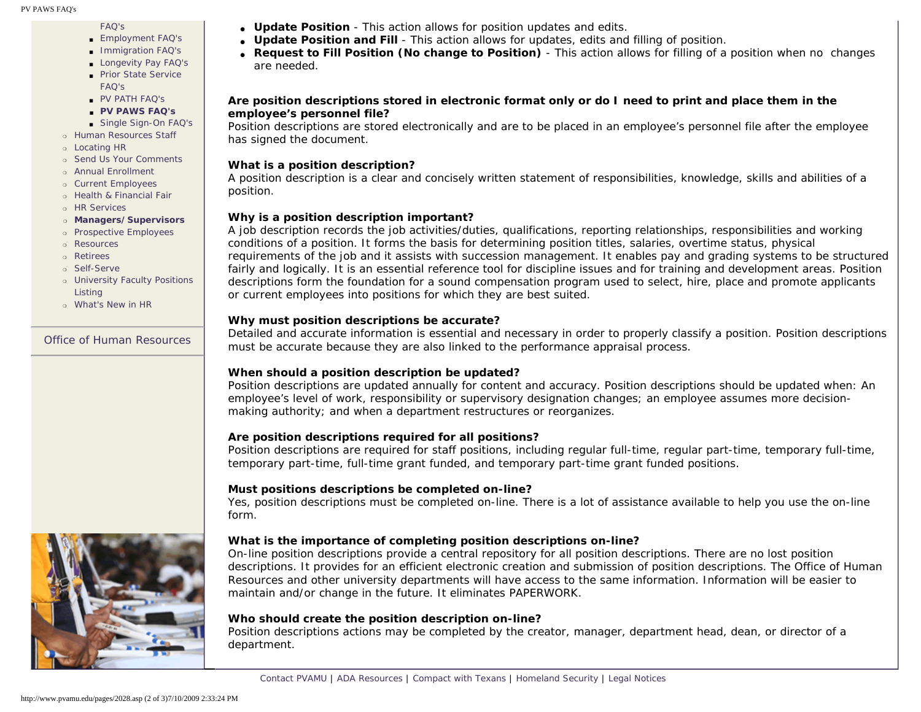- FAQ's
  - Employment FAQ's
  - Immigration FAQ's
  - Longevity Pay FAQ's
  - Prior State Service FAQ's
  - PV PATH FAQ's
  - **PV PAWS FAQ's**
  - Single Sign-On FAQ's
- Human Resources Staff
- Locating HR
- Send Us Your Comments
- Annual Enrollment
- Current Employees
- Health & Financial Fair
- HR Services
- **Managers/Supervisors**
- Prospective Employees
- Resources
- Retirees
- Self-Serve
- University Faculty Positions Listing
- What's New in HR

Office of Human Resources

- **Update Position** - This action allows for position updates and edits.
- **Update Position and Fill** - This action allows for updates, edits and filling of position.
- **Request to Fill Position (No change to Position)** - This action allows for filling of a position when no changes are needed.

**Are position descriptions stored in electronic format only or do I need to print and place them in the employee's personnel file?**
Position descriptions are stored electronically and are to be placed in an employee's personnel file after the employee has signed the document.

**What is a position description?**
A position description is a clear and concisely written statement of responsibilities, knowledge, skills and abilities of a position.

**Why is a position description important?**
A job description records the job activities/duties, qualifications, reporting relationships, responsibilities and working conditions of a position. It forms the basis for determining position titles, salaries, overtime status, physical requirements of the job and it assists with succession management. It enables pay and grading systems to be structured fairly and logically. It is an essential reference tool for discipline issues and for training and development areas. Position descriptions form the foundation for a sound compensation program used to select, hire, place and promote applicants or current employees into positions for which they are best suited.

**Why must position descriptions be accurate?**
Detailed and accurate information is essential and necessary in order to properly classify a position. Position descriptions must be accurate because they are also linked to the performance appraisal process.

**When should a position description be updated?**
Position descriptions are updated annually for content and accuracy. Position descriptions should be updated when: An employee's level of work, responsibility or supervisory designation changes; an employee assumes more decision-making authority; and when a department restructures or reorganizes.

**Are position descriptions required for all positions?**
Position descriptions are required for staff positions, including regular full-time, regular part-time, temporary full-time, temporary part-time, full-time grant funded, and temporary part-time grant funded positions.

**Must positions descriptions be completed on-line?**
Yes, position descriptions must be completed on-line. There is a lot of assistance available to help you use the on-line form.

**What is the importance of completing position descriptions on-line?**
On-line position descriptions provide a central repository for all position descriptions. There are no lost position descriptions. It provides for an efficient electronic creation and submission of position descriptions. The Office of Human Resources and other university departments will have access to the same information. Information will be easier to maintain and/or change in the future. It eliminates PAPERWORK.

**Who should create the position description on-line?**
Position descriptions actions may be completed by the creator, manager, department head, dean, or director of a department.

Contact PVAMU | ADA Resources | Compact with Texans | Homeland Security | Legal Notices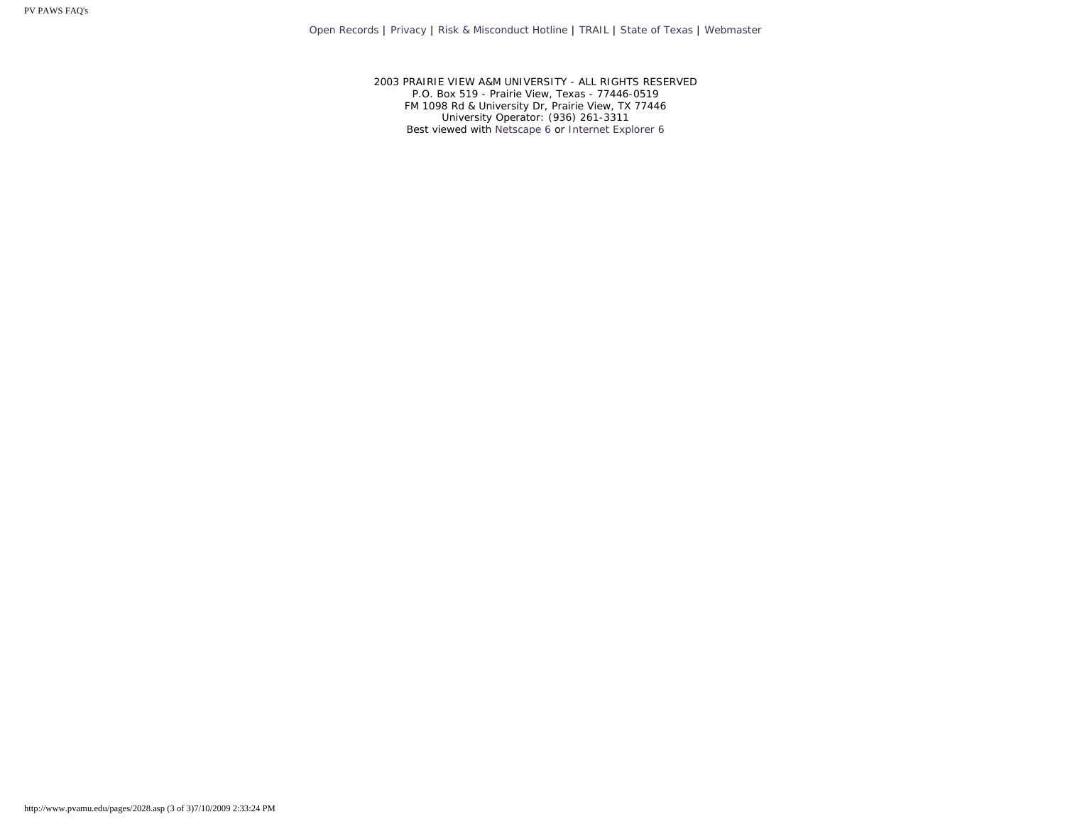Open Records | Privacy | Risk & Misconduct Hotline | TRAIL | State of Texas | Webmaster

2003 PRAIRIE VIEW A&M UNIVERSITY - ALL RIGHTS RESERVED
P.O. Box 519 - Prairie View, Texas - 77446-0519
FM 1098 Rd & University Dr, Prairie View, TX 77446
University Operator: (936) 261-3311
Best viewed with Netscape 6 or Internet Explorer 6